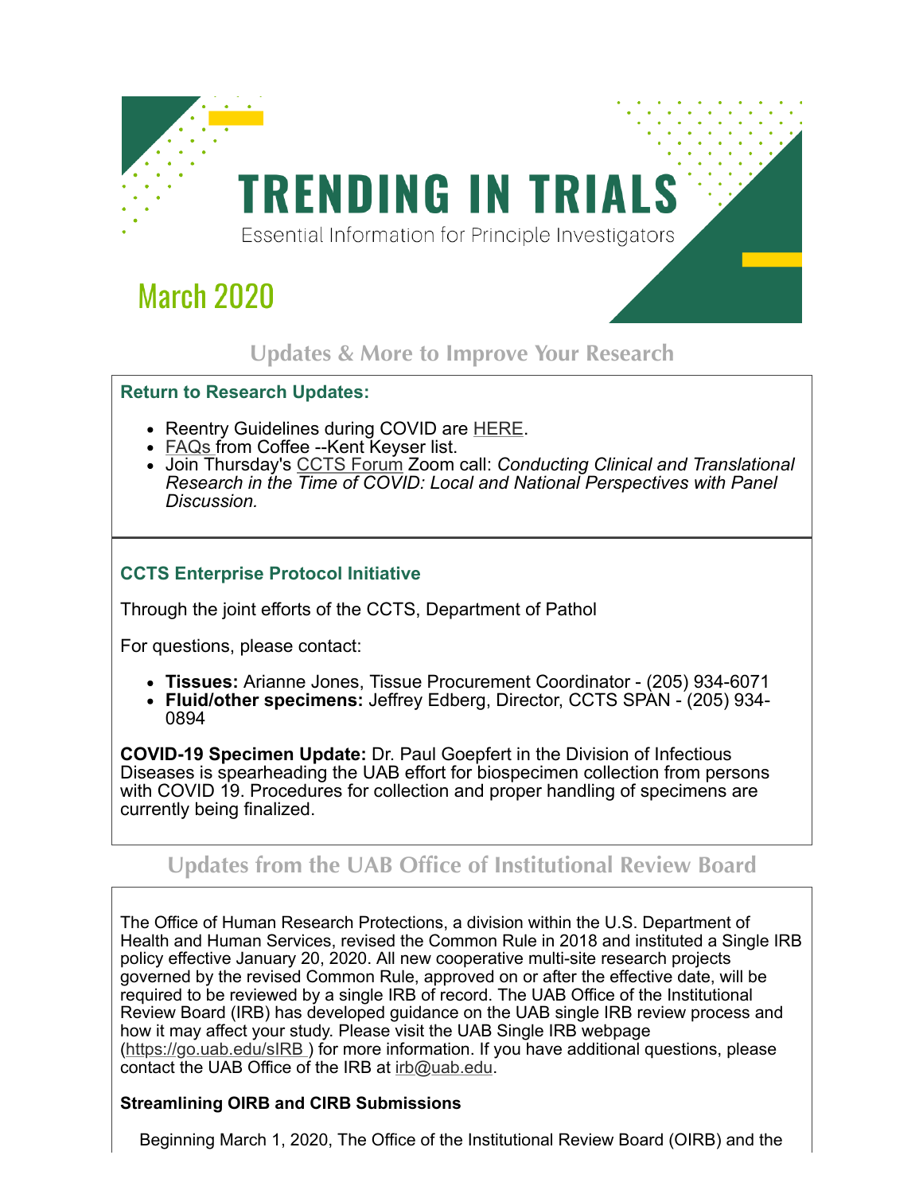# TRENDING IN TRIALS

Essential Information for Principle Investigators

## March 2020

### Updates & More to Improve Your Research

**Return to Research Updates:**

- Reentry Guidelines during COVID are HERE.
- FAQs from Coffee --Kent Keyser list.
- Join Thursday's CCTS Forum Zoom call: *Conducting Clinical and Translational Research in the Time of COVID: Local and National Perspectives with Panel Discussion.*

**CCTS Enterprise Protocol Initiative**

Through the joint efforts of the CCTS, Department of Pathol

For questions, please contact:

- **Tissues:** Arianne Jones, Tissue Procurement Coordinator - (205) 934-6071
- **Fluid/other specimens:** Jeffrey Edberg, Director, CCTS SPAN - (205) 934-0894

**COVID-19 Specimen Update:** Dr. Paul Goepfert in the Division of Infectious Diseases is spearheading the UAB effort for biospecimen collection from persons with COVID 19. Procedures for collection and proper handling of specimens are currently being finalized.

### Updates from the UAB Office of Institutional Review Board

The Office of Human Research Protections, a division within the U.S. Department of Health and Human Services, revised the Common Rule in 2018 and instituted a Single IRB policy effective January 20, 2020. All new cooperative multi-site research projects governed by the revised Common Rule, approved on or after the effective date, will be required to be reviewed by a single IRB of record. The UAB Office of the Institutional Review Board (IRB) has developed guidance on the UAB single IRB review process and how it may affect your study. Please visit the UAB Single IRB webpage (https://go.uab.edu/sIRB ) for more information. If you have additional questions, please contact the UAB Office of the IRB at irb@uab.edu.

**Streamlining OIRB and CIRB Submissions**

Beginning March 1, 2020, The Office of the Institutional Review Board (OIRB) and the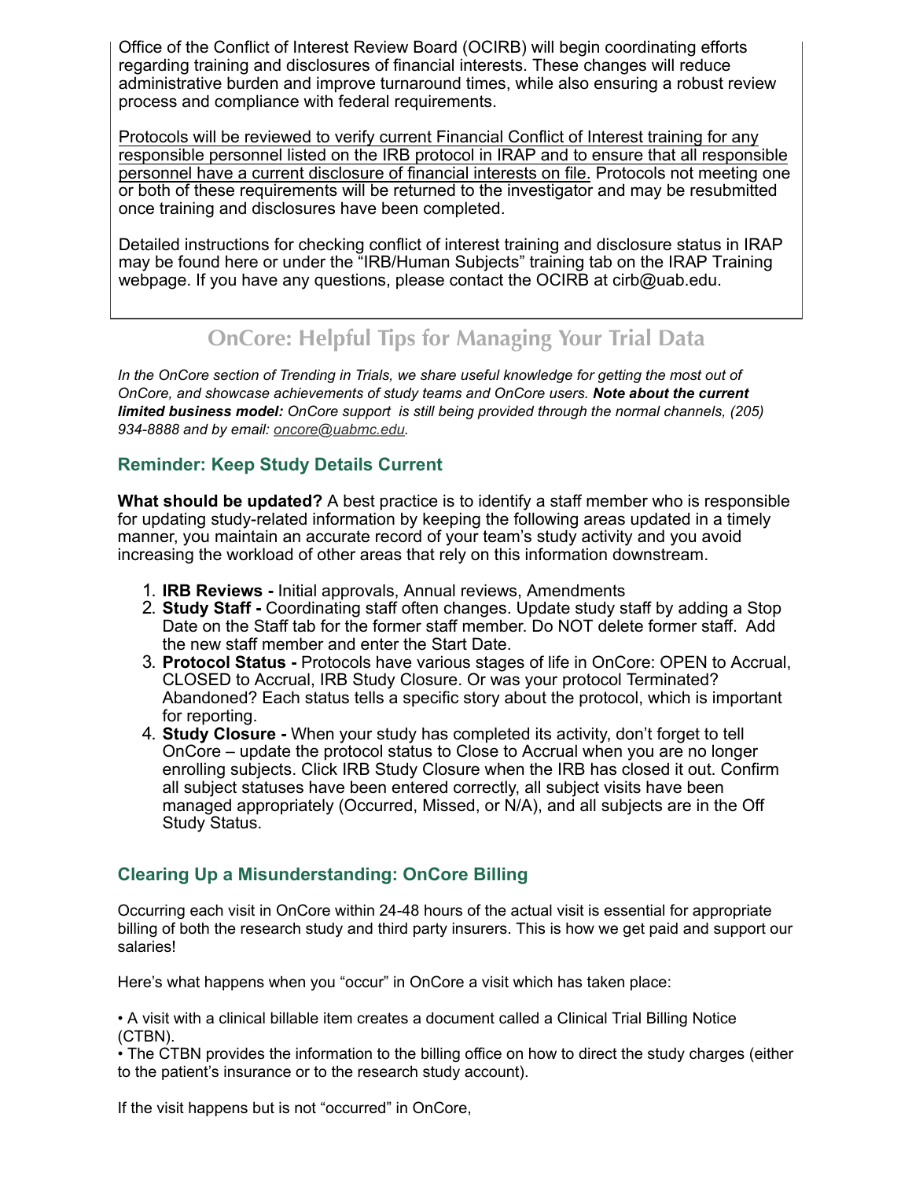Office of the Conflict of Interest Review Board (OCIRB) will begin coordinating efforts regarding training and disclosures of financial interests. These changes will reduce administrative burden and improve turnaround times, while also ensuring a robust review process and compliance with federal requirements.

Protocols will be reviewed to verify current Financial Conflict of Interest training for any responsible personnel listed on the IRB protocol in IRAP and to ensure that all responsible personnel have a current disclosure of financial interests on file. Protocols not meeting one or both of these requirements will be returned to the investigator and may be resubmitted once training and disclosures have been completed.

Detailed instructions for checking conflict of interest training and disclosure status in IRAP may be found here or under the "IRB/Human Subjects" training tab on the IRAP Training webpage. If you have any questions, please contact the OCIRB at cirb@uab.edu.

## OnCore: Helpful Tips for Managing Your Trial Data

*In the OnCore section of Trending in Trials, we share useful knowledge for getting the most out of OnCore, and showcase achievements of study teams and OnCore users.* ***Note about the current limited business model:*** *OnCore support is still being provided through the normal channels, (205) 934-8888 and by email: oncore@uabmc.edu.*

### Reminder: Keep Study Details Current

**What should be updated?** A best practice is to identify a staff member who is responsible for updating study-related information by keeping the following areas updated in a timely manner, you maintain an accurate record of your team's study activity and you avoid increasing the workload of other areas that rely on this information downstream.

1. **IRB Reviews -** Initial approvals, Annual reviews, Amendments
2. **Study Staff -** Coordinating staff often changes. Update study staff by adding a Stop Date on the Staff tab for the former staff member. Do NOT delete former staff. Add the new staff member and enter the Start Date.
3. **Protocol Status -** Protocols have various stages of life in OnCore: OPEN to Accrual, CLOSED to Accrual, IRB Study Closure. Or was your protocol Terminated? Abandoned? Each status tells a specific story about the protocol, which is important for reporting.
4. **Study Closure -** When your study has completed its activity, don't forget to tell OnCore – update the protocol status to Close to Accrual when you are no longer enrolling subjects. Click IRB Study Closure when the IRB has closed it out. Confirm all subject statuses have been entered correctly, all subject visits have been managed appropriately (Occurred, Missed, or N/A), and all subjects are in the Off Study Status.

### Clearing Up a Misunderstanding: OnCore Billing

Occurring each visit in OnCore within 24-48 hours of the actual visit is essential for appropriate billing of both the research study and third party insurers. This is how we get paid and support our salaries!

Here's what happens when you "occur" in OnCore a visit which has taken place:

• A visit with a clinical billable item creates a document called a Clinical Trial Billing Notice (CTBN).
• The CTBN provides the information to the billing office on how to direct the study charges (either to the patient's insurance or to the research study account).

If the visit happens but is not "occurred" in OnCore,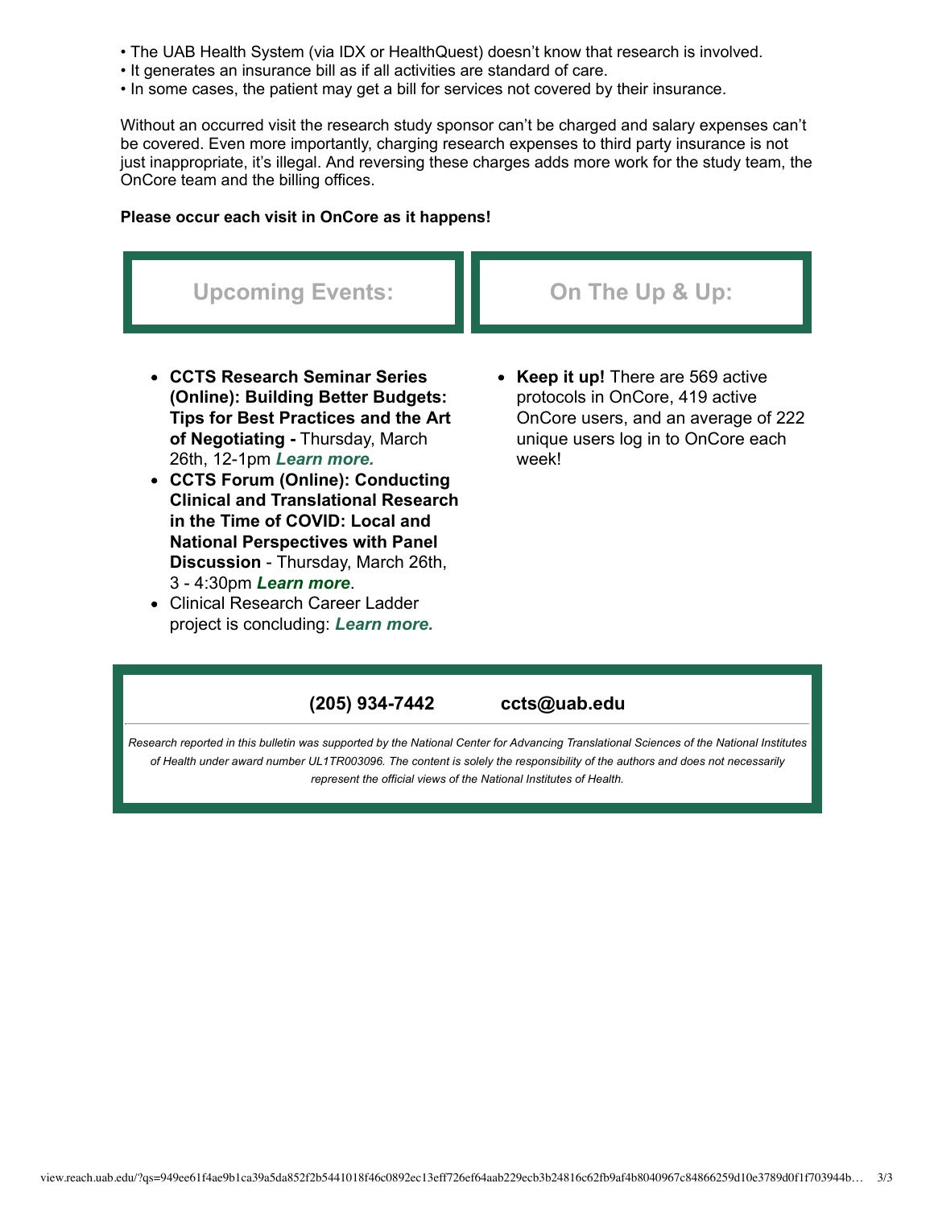- The UAB Health System (via IDX or HealthQuest) doesn't know that research is involved.
- It generates an insurance bill as if all activities are standard of care.
- In some cases, the patient may get a bill for services not covered by their insurance.

Without an occurred visit the research study sponsor can't be charged and salary expenses can't be covered. Even more importantly, charging research expenses to third party insurance is not just inappropriate, it's illegal. And reversing these charges adds more work for the study team, the OnCore team and the billing offices.

**Please occur each visit in OnCore as it happens!**

## Upcoming Events:

- **CCTS Research Seminar Series (Online): Building Better Budgets: Tips for Best Practices and the Art of Negotiating -** Thursday, March 26th, 12-1pm ***Learn more.***
- **CCTS Forum (Online): Conducting Clinical and Translational Research in the Time of COVID: Local and National Perspectives with Panel Discussion** - Thursday, March 26th, 3 - 4:30pm ***Learn more***.
- Clinical Research Career Ladder project is concluding: ***Learn more.***

## On The Up & Up:

- **Keep it up!** There are 569 active protocols in OnCore, 419 active OnCore users, and an average of 222 unique users log in to OnCore each week!

**(205) 934-7442** **ccts@uab.edu**

*Research reported in this bulletin was supported by the National Center for Advancing Translational Sciences of the National Institutes of Health under award number UL1TR003096. The content is solely the responsibility of the authors and does not necessarily represent the official views of the National Institutes of Health.*